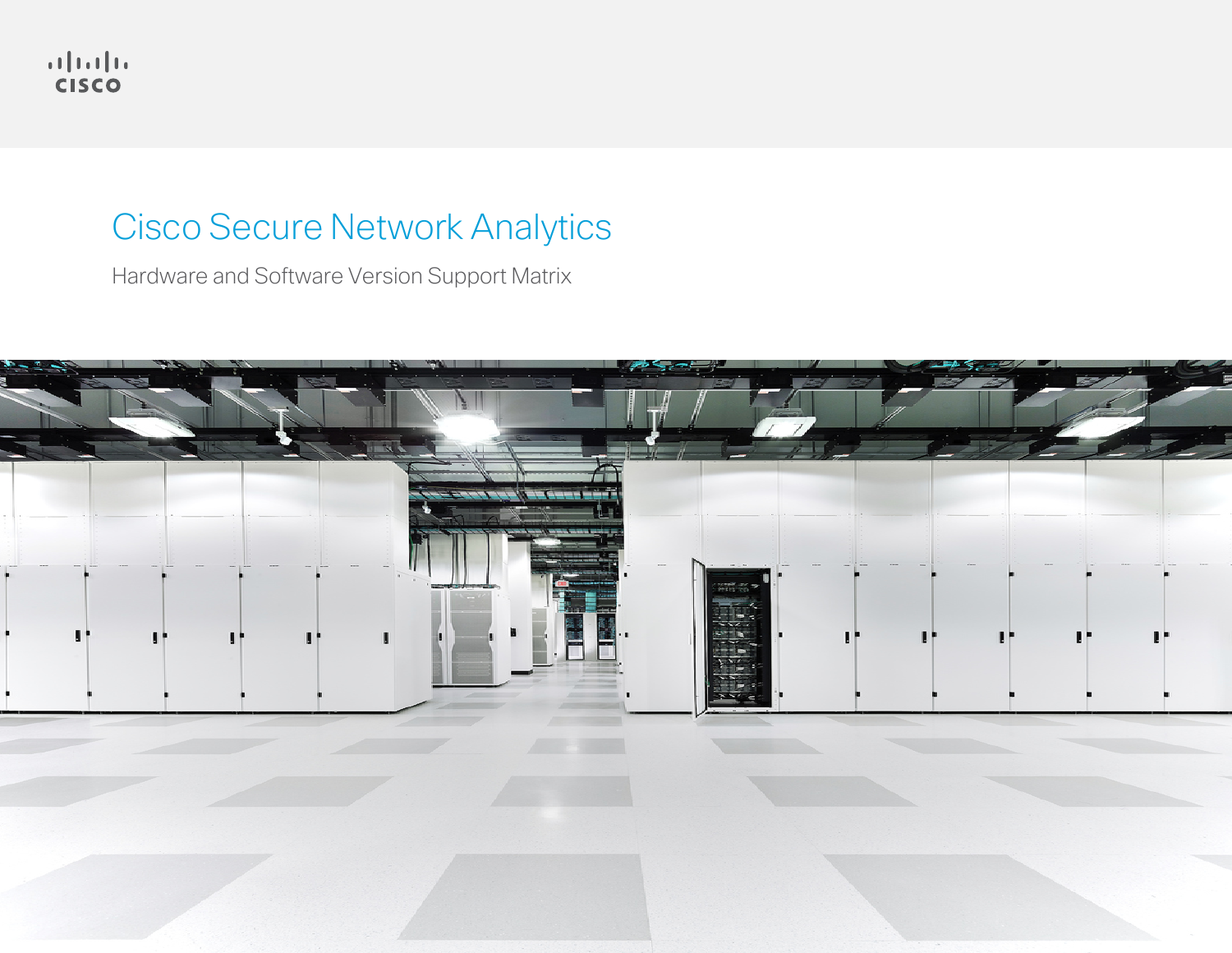# Cisco Secure Network Analytics

## Hardware and Software Version Support Matrix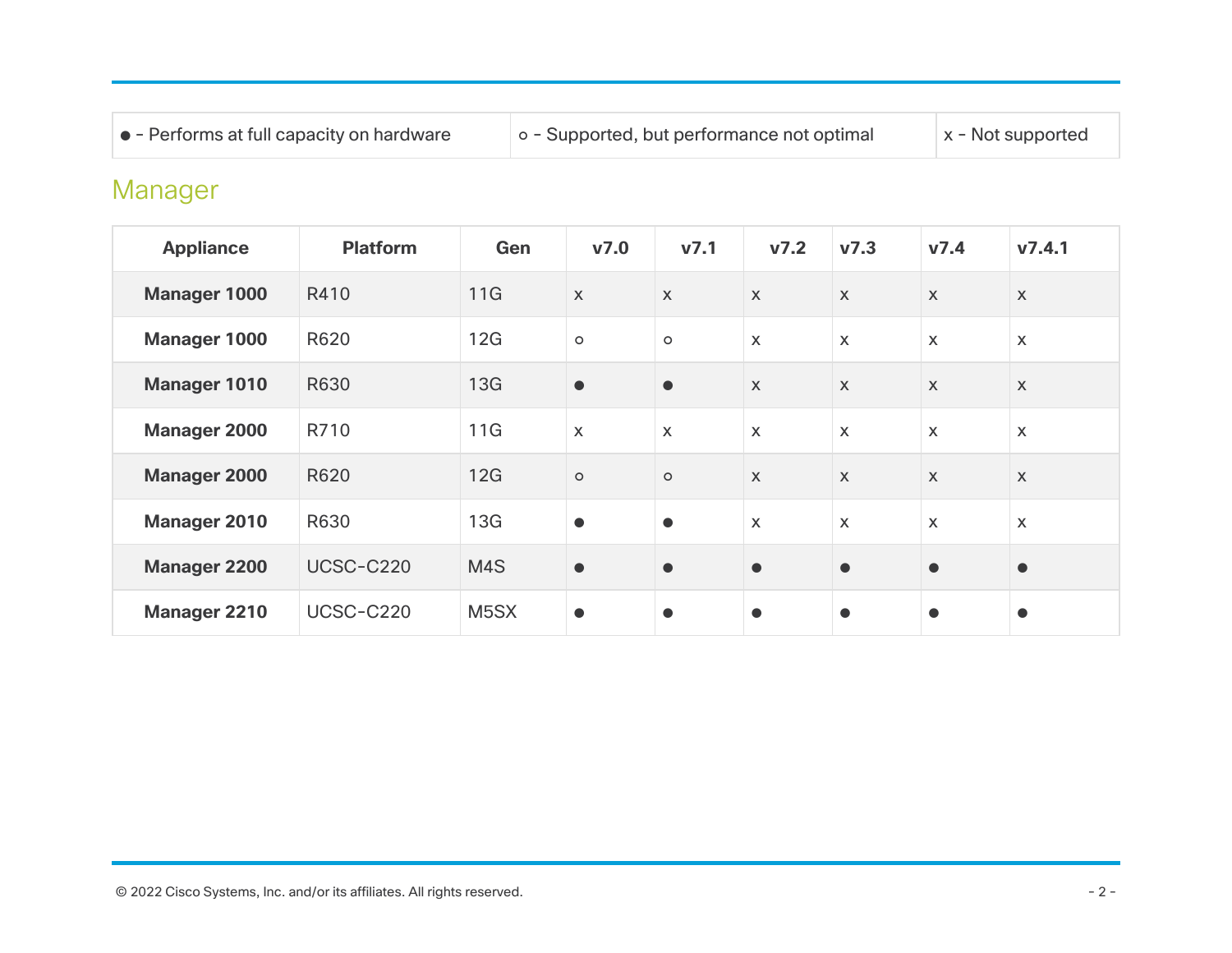| ● - Performs at full capacity on hardware | ○ - Supported, but performance not optimal | x - Not supported |
| --- | --- | --- |

## Manager

| Appliance | Platform | Gen | v7.0 | v7.1 | v7.2 | v7.3 | v7.4 | v7.4.1 |
| --- | --- | --- | --- | --- | --- | --- | --- | --- |
| **Manager 1000** | R410 | 11G | x | x | x | x | x | x |
| **Manager 1000** | R620 | 12G | ○ | ○ | x | x | x | x |
| **Manager 1010** | R630 | 13G | ● | ● | x | x | x | x |
| **Manager 2000** | R710 | 11G | x | x | x | x | x | x |
| **Manager 2000** | R620 | 12G | ○ | ○ | x | x | x | x |
| **Manager 2010** | R630 | 13G | ● | ● | x | x | x | x |
| **Manager 2200** | UCSC-C220 | M4S | ● | ● | ● | ● | ● | ● |
| **Manager 2210** | UCSC-C220 | M5SX | ● | ● | ● | ● | ● | ● |

© 2022 Cisco Systems, Inc. and/or its affiliates. All rights reserved.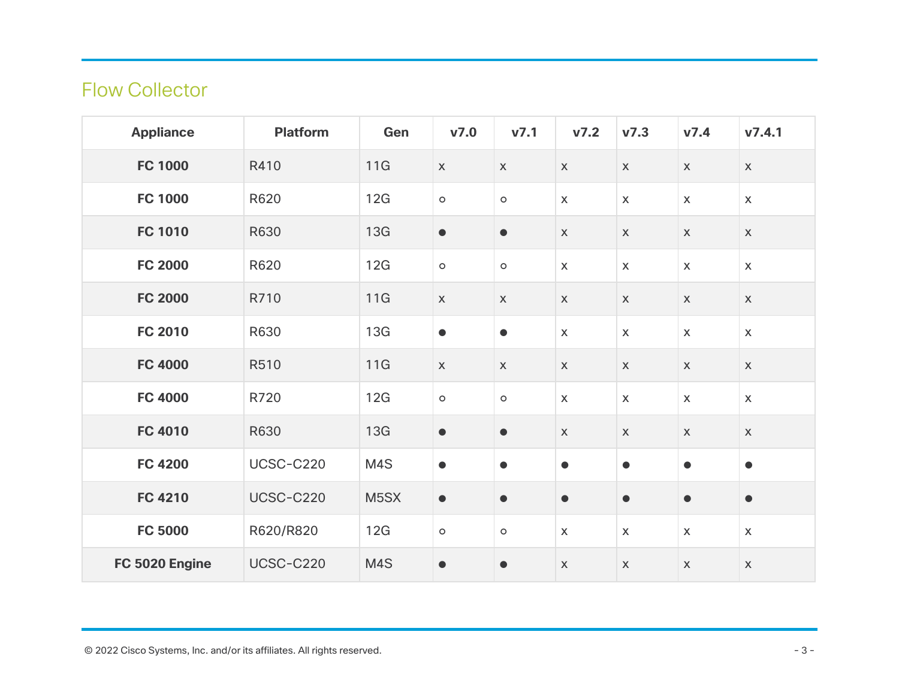## Flow Collector

| Appliance | Platform | Gen | v7.0 | v7.1 | v7.2 | v7.3 | v7.4 | v7.4.1 |
|---|---|---|---|---|---|---|---|---|
| **FC 1000** | R410 | 11G | x | x | x | x | x | x |
| **FC 1000** | R620 | 12G | ○ | ○ | x | x | x | x |
| **FC 1010** | R630 | 13G | ● | ● | x | x | x | x |
| **FC 2000** | R620 | 12G | ○ | ○ | x | x | x | x |
| **FC 2000** | R710 | 11G | x | x | x | x | x | x |
| **FC 2010** | R630 | 13G | ● | ● | x | x | x | x |
| **FC 4000** | R510 | 11G | x | x | x | x | x | x |
| **FC 4000** | R720 | 12G | ○ | ○ | x | x | x | x |
| **FC 4010** | R630 | 13G | ● | ● | x | x | x | x |
| **FC 4200** | UCSC-C220 | M4S | ● | ● | ● | ● | ● | ● |
| **FC 4210** | UCSC-C220 | M5SX | ● | ● | ● | ● | ● | ● |
| **FC 5000** | R620/R820 | 12G | ○ | ○ | x | x | x | x |
| **FC 5020 Engine** | UCSC-C220 | M4S | ● | ● | x | x | x | x |

© 2022 Cisco Systems, Inc. and/or its affiliates. All rights reserved.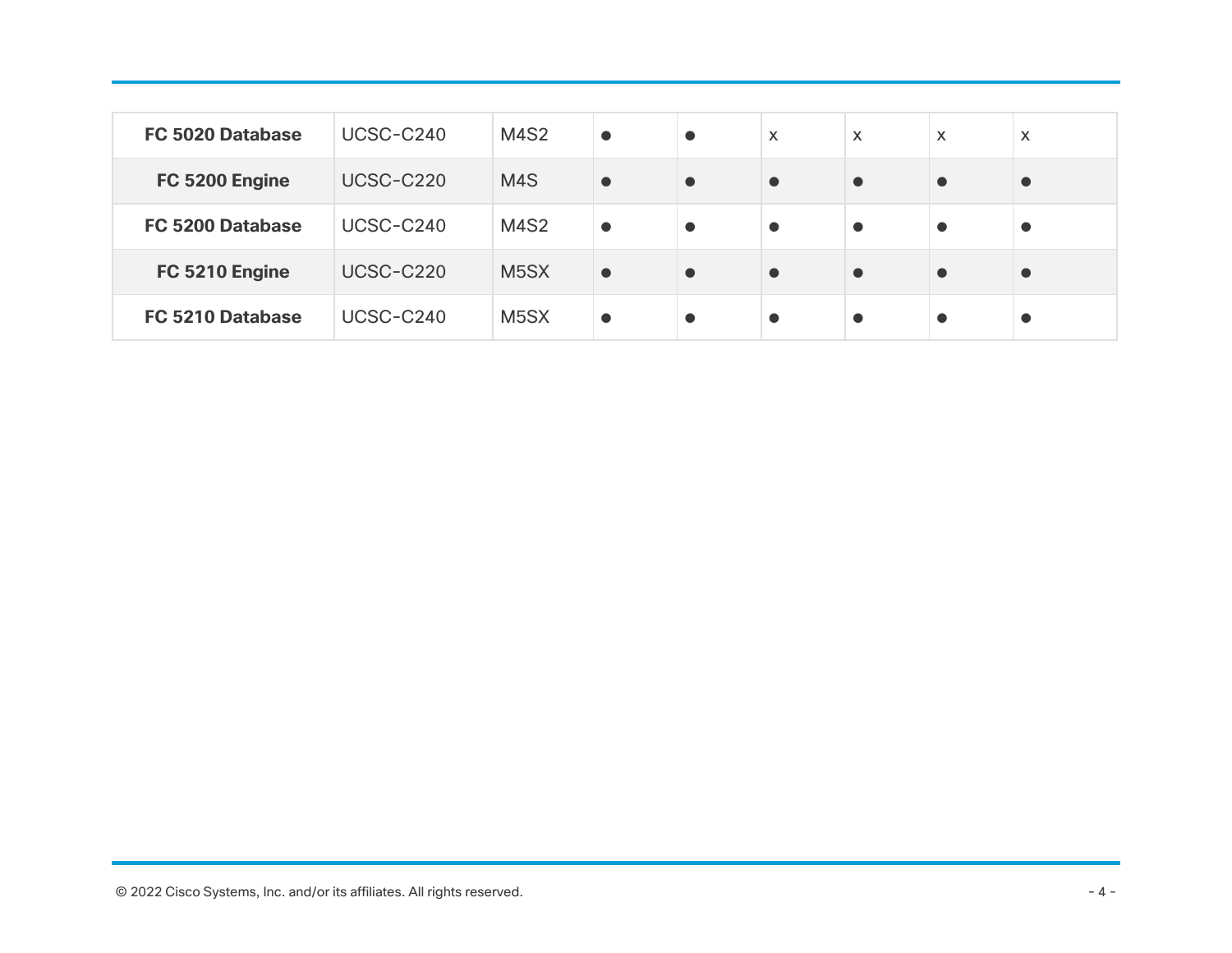| | | | | | | | | |
|---|---|---|---|---|---|---|---|---|
| **FC 5020 Database** | UCSC-C240 | M4S2 | ● | ● | x | x | x | x |
| **FC 5200 Engine** | UCSC-C220 | M4S | ● | ● | ● | ● | ● | ● |
| **FC 5200 Database** | UCSC-C240 | M4S2 | ● | ● | ● | ● | ● | ● |
| **FC 5210 Engine** | UCSC-C220 | M5SX | ● | ● | ● | ● | ● | ● |
| **FC 5210 Database** | UCSC-C240 | M5SX | ● | ● | ● | ● | ● | ● |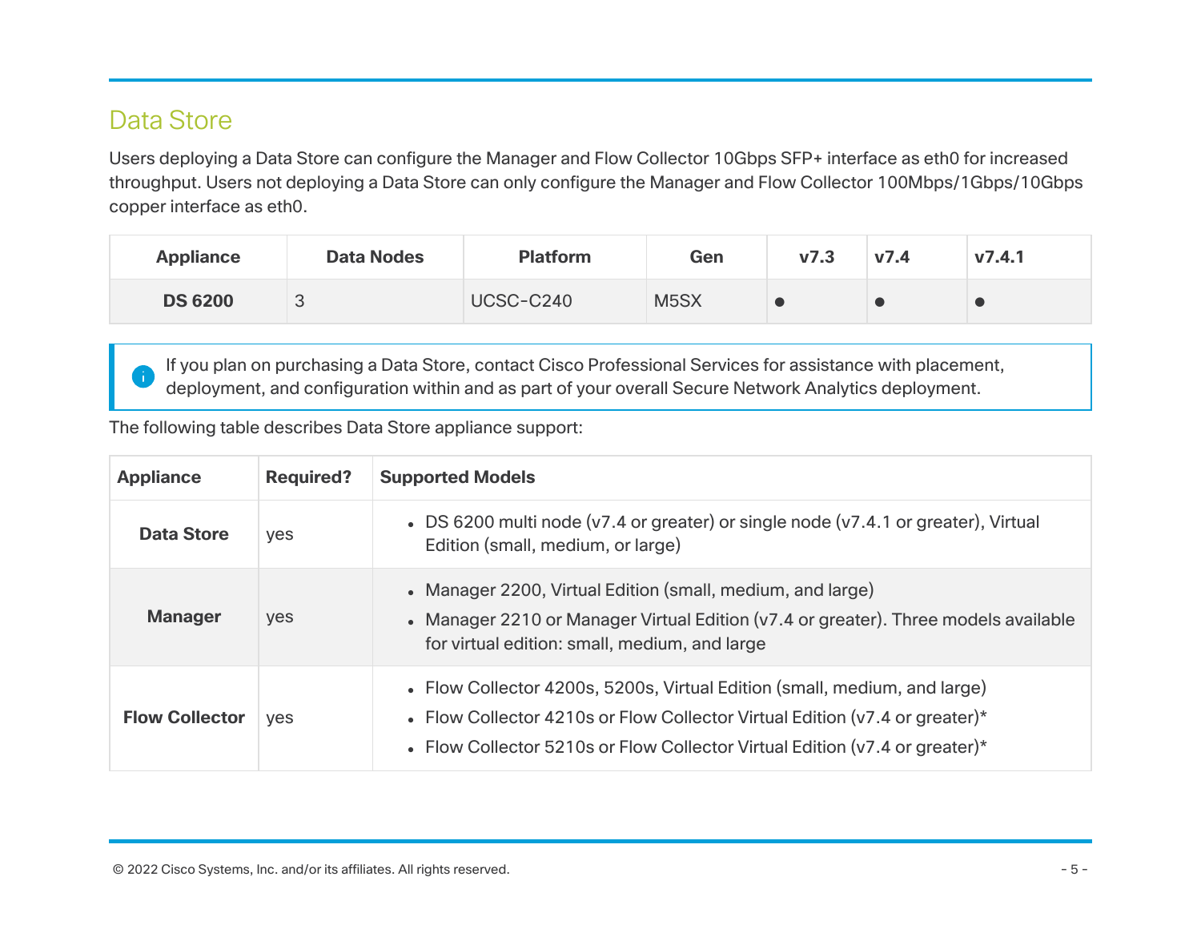## Data Store

Users deploying a Data Store can configure the Manager and Flow Collector 10Gbps SFP+ interface as eth0 for increased throughput. Users not deploying a Data Store can only configure the Manager and Flow Collector 100Mbps/1Gbps/10Gbps copper interface as eth0.

| Appliance | Data Nodes | Platform | Gen | v7.3 | v7.4 | v7.4.1 |
|---|---|---|---|---|---|---|
| **DS 6200** | 3 | UCSC-C240 | M5SX | ● | ● | ● |

If you plan on purchasing a Data Store, contact Cisco Professional Services for assistance with placement, deployment, and configuration within and as part of your overall Secure Network Analytics deployment.

The following table describes Data Store appliance support:

| Appliance | Required? | Supported Models |
|---|---|---|
| **Data Store** | yes | • DS 6200 multi node (v7.4 or greater) or single node (v7.4.1 or greater), Virtual Edition (small, medium, or large) |
| **Manager** | yes | • Manager 2200, Virtual Edition (small, medium, and large)<br>• Manager 2210 or Manager Virtual Edition (v7.4 or greater). Three models available for virtual edition: small, medium, and large |
| **Flow Collector** | yes | • Flow Collector 4200s, 5200s, Virtual Edition (small, medium, and large)<br>• Flow Collector 4210s or Flow Collector Virtual Edition (v7.4 or greater)*<br>• Flow Collector 5210s or Flow Collector Virtual Edition (v7.4 or greater)* |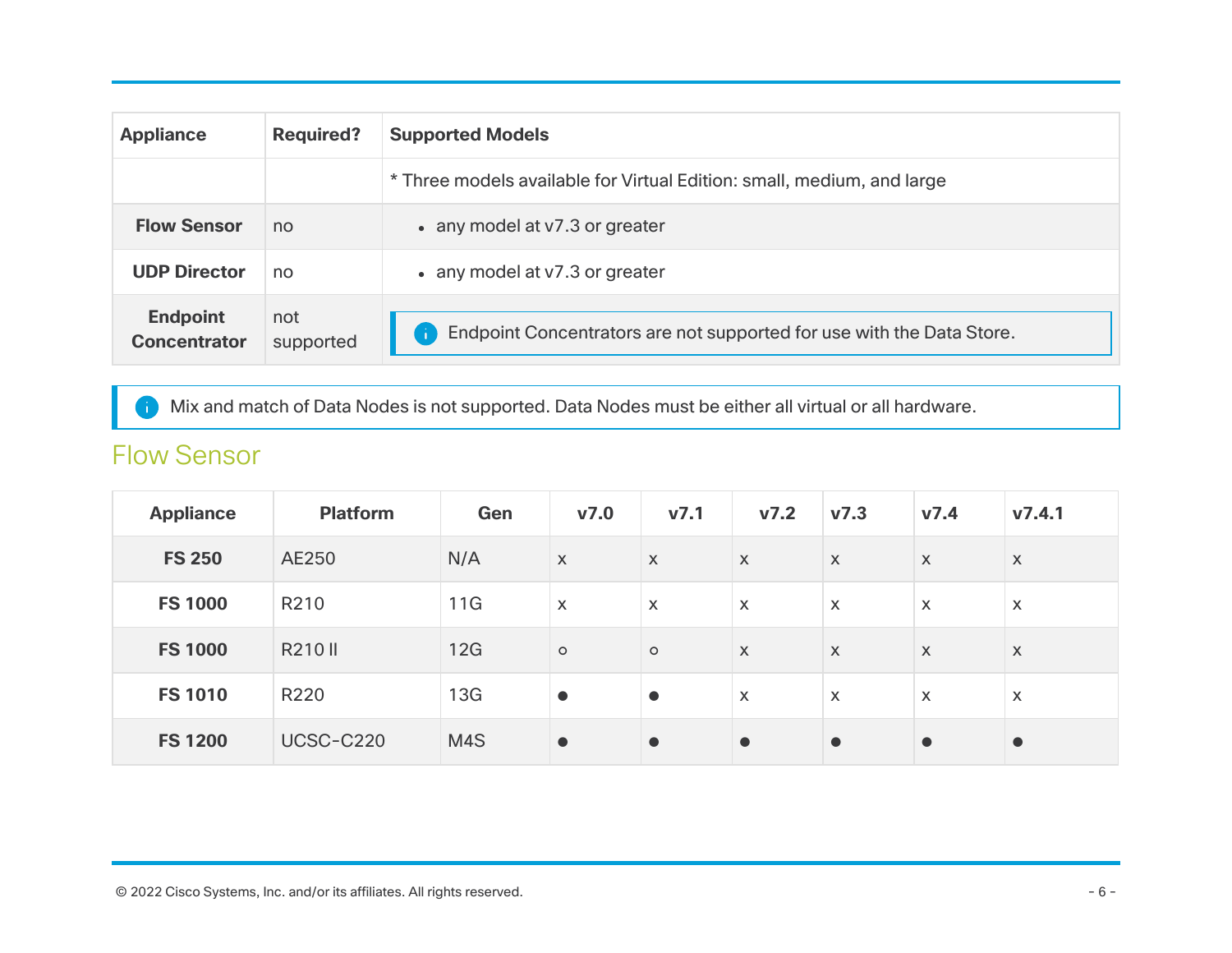| Appliance | Required? | Supported Models |
|---|---|---|
| | | * Three models available for Virtual Edition: small, medium, and large |
| **Flow Sensor** | no | • any model at v7.3 or greater |
| **UDP Director** | no | • any model at v7.3 or greater |
| **Endpoint Concentrator** | not supported | Endpoint Concentrators are not supported for use with the Data Store. |

Mix and match of Data Nodes is not supported. Data Nodes must be either all virtual or all hardware.

## Flow Sensor

| Appliance | Platform | Gen | v7.0 | v7.1 | v7.2 | v7.3 | v7.4 | v7.4.1 |
|---|---|---|---|---|---|---|---|---|
| **FS 250** | AE250 | N/A | x | x | x | x | x | x |
| **FS 1000** | R210 | 11G | x | x | x | x | x | x |
| **FS 1000** | R210 II | 12G | ○ | ○ | x | x | x | x |
| **FS 1010** | R220 | 13G | ● | ● | x | x | x | x |
| **FS 1200** | UCSC-C220 | M4S | ● | ● | ● | ● | ● | ● |

© 2022 Cisco Systems, Inc. and/or its affiliates. All rights reserved.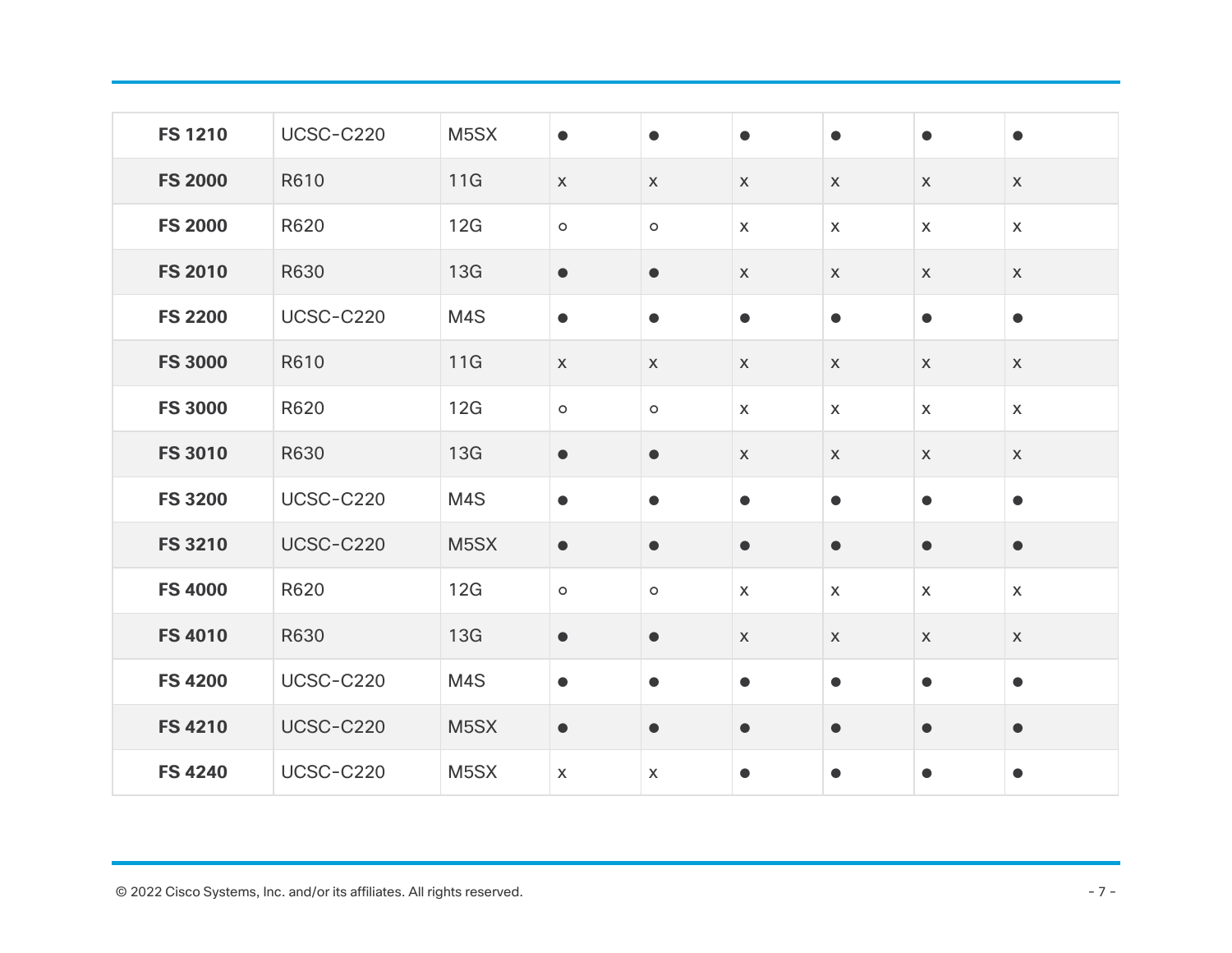| | | | | | | | | |
|---|---|---|---|---|---|---|---|---|
| **FS 1210** | UCSC-C220 | M5SX | ● | ● | ● | ● | ● | ● |
| **FS 2000** | R610 | 11G | x | x | x | x | x | x |
| **FS 2000** | R620 | 12G | ○ | ○ | x | x | x | x |
| **FS 2010** | R630 | 13G | ● | ● | x | x | x | x |
| **FS 2200** | UCSC-C220 | M4S | ● | ● | ● | ● | ● | ● |
| **FS 3000** | R610 | 11G | x | x | x | x | x | x |
| **FS 3000** | R620 | 12G | ○ | ○ | x | x | x | x |
| **FS 3010** | R630 | 13G | ● | ● | x | x | x | x |
| **FS 3200** | UCSC-C220 | M4S | ● | ● | ● | ● | ● | ● |
| **FS 3210** | UCSC-C220 | M5SX | ● | ● | ● | ● | ● | ● |
| **FS 4000** | R620 | 12G | ○ | ○ | x | x | x | x |
| **FS 4010** | R630 | 13G | ● | ● | x | x | x | x |
| **FS 4200** | UCSC-C220 | M4S | ● | ● | ● | ● | ● | ● |
| **FS 4210** | UCSC-C220 | M5SX | ● | ● | ● | ● | ● | ● |
| **FS 4240** | UCSC-C220 | M5SX | x | x | ● | ● | ● | ● |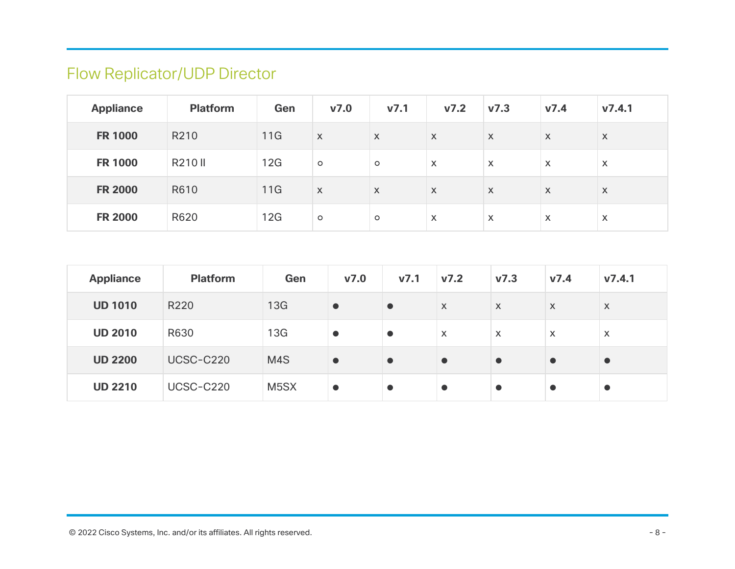## Flow Replicator/UDP Director

| Appliance | Platform | Gen | v7.0 | v7.1 | v7.2 | v7.3 | v7.4 | v7.4.1 |
|---|---|---|---|---|---|---|---|---|
| **FR 1000** | R210 | 11G | x | x | x | x | x | x |
| **FR 1000** | R210 II | 12G | ○ | ○ | x | x | x | x |
| **FR 2000** | R610 | 11G | x | x | x | x | x | x |
| **FR 2000** | R620 | 12G | ○ | ○ | x | x | x | x |

| Appliance | Platform | Gen | v7.0 | v7.1 | v7.2 | v7.3 | v7.4 | v7.4.1 |
|---|---|---|---|---|---|---|---|---|
| **UD 1010** | R220 | 13G | ● | ● | x | x | x | x |
| **UD 2010** | R630 | 13G | ● | ● | x | x | x | x |
| **UD 2200** | UCSC-C220 | M4S | ● | ● | ● | ● | ● | ● |
| **UD 2210** | UCSC-C220 | M5SX | ● | ● | ● | ● | ● | ● |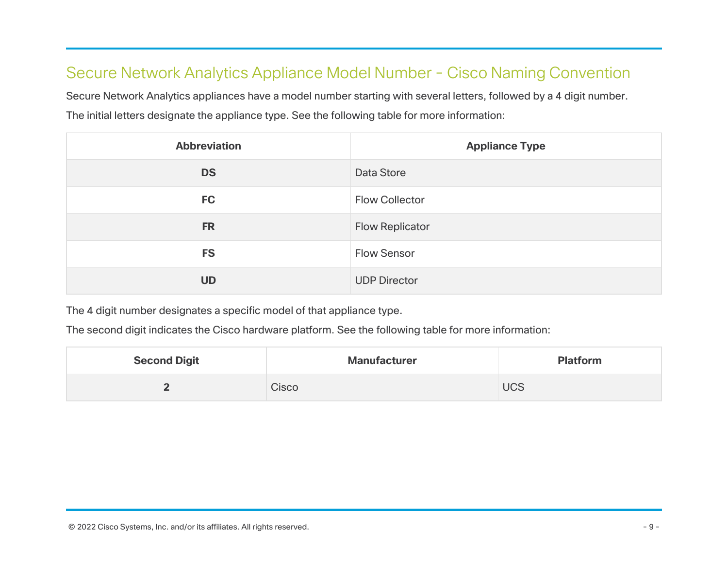## Secure Network Analytics Appliance Model Number - Cisco Naming Convention

Secure Network Analytics appliances have a model number starting with several letters, followed by a 4 digit number.

The initial letters designate the appliance type. See the following table for more information:

| Abbreviation | Appliance Type |
|---|---|
| **DS** | Data Store |
| **FC** | Flow Collector |
| **FR** | Flow Replicator |
| **FS** | Flow Sensor |
| **UD** | UDP Director |

The 4 digit number designates a specific model of that appliance type.

The second digit indicates the Cisco hardware platform. See the following table for more information:

| Second Digit | Manufacturer | Platform |
|---|---|---|
| **2** | Cisco | UCS |